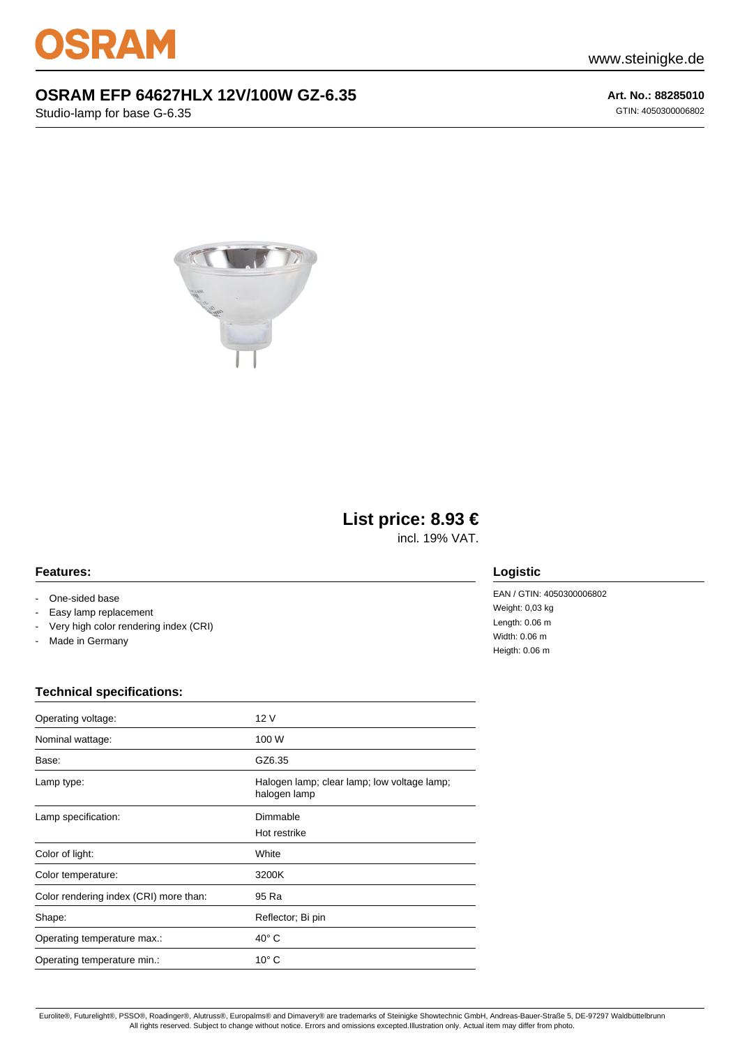OSRAM

www.steinigke.de

# OSRAM EFP 64627HLX 12V/100W GZ-6.35

Studio-lamp for base G-6.35

**Art. No.: 88285010**

GTIN: 4050300006802

## List price: 8.93 €

incl. 19% VAT.

### Features:

- One-sided base
- Easy lamp replacement
- Very high color rendering index (CRI)
- Made in Germany

### Logistic

EAN / GTIN: 4050300006802
Weight: 0,03 kg
Length: 0.06 m
Width: 0.06 m
Heigth: 0.06 m

### Technical specifications:

| | |
|---|---|
| Operating voltage: | 12 V |
| Nominal wattage: | 100 W |
| Base: | GZ6.35 |
| Lamp type: | Halogen lamp; clear lamp; low voltage lamp; halogen lamp |
| Lamp specification: | Dimmable<br>Hot restrike |
| Color of light: | White |
| Color temperature: | 3200K |
| Color rendering index (CRI) more than: | 95 Ra |
| Shape: | Reflector; Bi pin |
| Operating temperature max.: | 40° C |
| Operating temperature min.: | 10° C |

Eurolite®, Futurelight®, PSSO®, Roadinger®, Alutruss®, Europalms® and Dimavery® are trademarks of Steinigke Showtechnic GmbH, Andreas-Bauer-Straße 5, DE-97297 Waldbüttelbrunn
All rights reserved. Subject to change without notice. Errors and omissions excepted.Illustration only. Actual item may differ from photo.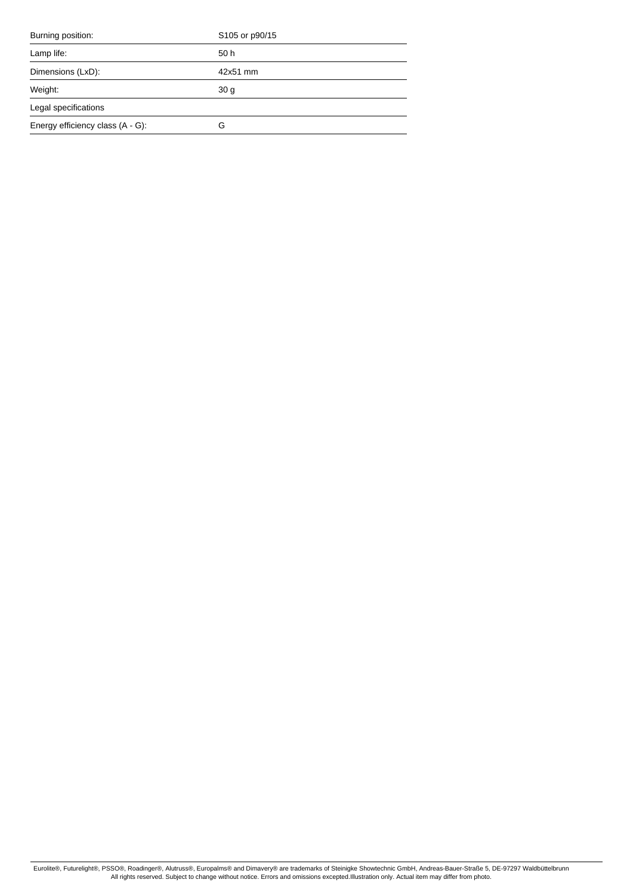| | |
|---|---|
| Burning position: | S105 or p90/15 |
| Lamp life: | 50 h |
| Dimensions (LxD): | 42x51 mm |
| Weight: | 30 g |
| Legal specifications | |
| Energy efficiency class (A - G): | G |

Eurolite®, Futurelight®, PSSO®, Roadinger®, Alutruss®, Europalms® and Dimavery® are trademarks of Steinigke Showtechnic GmbH, Andreas-Bauer-Straße 5, DE-97297 Waldbüttelbrunn
All rights reserved. Subject to change without notice. Errors and omissions excepted.Illustration only. Actual item may differ from photo.